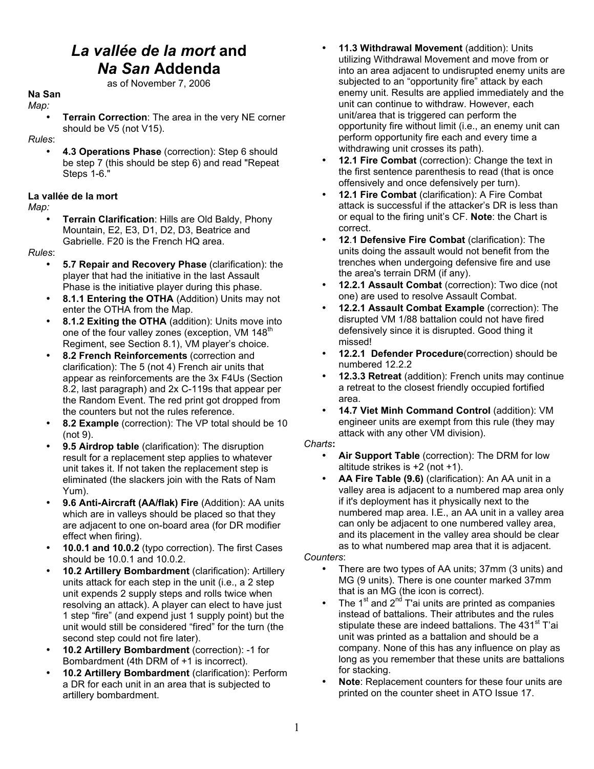# *La vallée de la mort* and *Na San* Addenda

as of November 7, 2006

**Na San**

*Map:*

- **Terrain Correction**: The area in the very NE corner should be V5 (not V15).

*Rules*:

- **4.3 Operations Phase** (correction): Step 6 should be step 7 (this should be step 6) and read "Repeat Steps 1-6."

**La vallée de la mort**

*Map:*

- **Terrain Clarification**: Hills are Old Baldy, Phony Mountain, E2, E3, D1, D2, D3, Beatrice and Gabrielle. F20 is the French HQ area.

*Rules*:

- **5.7 Repair and Recovery Phase** (clarification): the player that had the initiative in the last Assault Phase is the initiative player during this phase.
- **8.1.1 Entering the OTHA** (Addition) Units may not enter the OTHA from the Map.
- **8.1.2 Exiting the OTHA** (addition): Units move into one of the four valley zones (exception, VM 148th Regiment, see Section 8.1), VM player's choice.
- **8.2 French Reinforcements** (correction and clarification): The 5 (not 4) French air units that appear as reinforcements are the 3x F4Us (Section 8.2, last paragraph) and 2x C-119s that appear per the Random Event. The red print got dropped from the counters but not the rules reference.
- **8.2 Example** (correction): The VP total should be 10 (not 9).
- **9.5 Airdrop table** (clarification): The disruption result for a replacement step applies to whatever unit takes it. If not taken the replacement step is eliminated (the slackers join with the Rats of Nam Yum).
- **9.6 Anti-Aircraft (AA/flak) Fire** (Addition): AA units which are in valleys should be placed so that they are adjacent to one on-board area (for DR modifier effect when firing).
- **10.0.1 and 10.0.2** (typo correction). The first Cases should be 10.0.1 and 10.0.2.
- **10.2 Artillery Bombardment** (clarification): Artillery units attack for each step in the unit (i.e., a 2 step unit expends 2 supply steps and rolls twice when resolving an attack). A player can elect to have just 1 step "fire" (and expend just 1 supply point) but the unit would still be considered "fired" for the turn (the second step could not fire later).
- **10.2 Artillery Bombardment** (correction): -1 for Bombardment (4th DRM of +1 is incorrect).
- **10.2 Artillery Bombardment** (clarification): Perform a DR for each unit in an area that is subjected to artillery bombardment.
- **11.3 Withdrawal Movement** (addition): Units utilizing Withdrawal Movement and move from or into an area adjacent to undisrupted enemy units are subjected to an "opportunity fire" attack by each enemy unit. Results are applied immediately and the unit can continue to withdraw. However, each unit/area that is triggered can perform the opportunity fire without limit (i.e., an enemy unit can perform opportunity fire each and every time a withdrawing unit crosses its path).
- **12.1 Fire Combat** (correction): Change the text in the first sentence parenthesis to read (that is once offensively and once defensively per turn).
- **12.1 Fire Combat** (clarification): A Fire Combat attack is successful if the attacker's DR is less than or equal to the firing unit's CF. **Note**: the Chart is correct.
- **12.1 Defensive Fire Combat** (clarification): The units doing the assault would not benefit from the trenches when undergoing defensive fire and use the area's terrain DRM (if any).
- **12.2.1 Assault Combat** (correction): Two dice (not one) are used to resolve Assault Combat.
- **12.2.1 Assault Combat Example** (correction): The disrupted VM 1/88 battalion could not have fired defensively since it is disrupted. Good thing it missed!
- **12.2.1 Defender Procedure**(correction) should be numbered 12.2.2
- **12.3.3 Retreat** (addition): French units may continue a retreat to the closest friendly occupied fortified area.
- **14.7 Viet Minh Command Control** (addition): VM engineer units are exempt from this rule (they may attack with any other VM division).

*Charts***:**

- **Air Support Table** (correction): The DRM for low altitude strikes is +2 (not +1).
- **AA Fire Table (9.6)** (clarification): An AA unit in a valley area is adjacent to a numbered map area only if it's deployment has it physically next to the numbered map area. I.E., an AA unit in a valley area can only be adjacent to one numbered valley area, and its placement in the valley area should be clear as to what numbered map area that it is adjacent.

*Counters*:

- There are two types of AA units; 37mm (3 units) and MG (9 units). There is one counter marked 37mm that is an MG (the icon is correct).
- The 1st and 2nd T'ai units are printed as companies instead of battalions. Their attributes and the rules stipulate these are indeed battalions. The 431st T'ai unit was printed as a battalion and should be a company. None of this has any influence on play as long as you remember that these units are battalions for stacking.
- **Note**: Replacement counters for these four units are printed on the counter sheet in ATO Issue 17.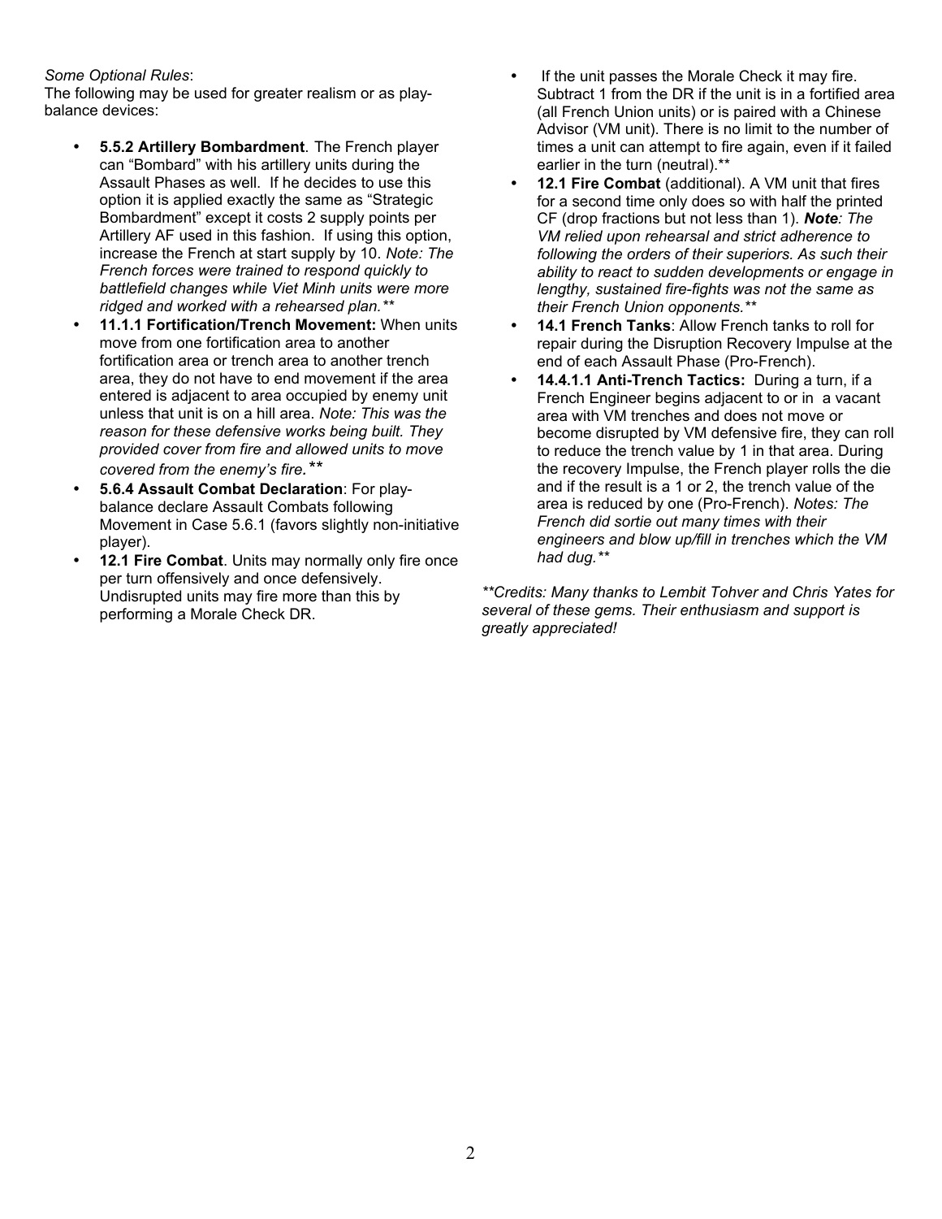*Some Optional Rules*:
The following may be used for greater realism or as play-balance devices:

- **5.5.2 Artillery Bombardment**. The French player can "Bombard" with his artillery units during the Assault Phases as well. If he decides to use this option it is applied exactly the same as "Strategic Bombardment" except it costs 2 supply points per Artillery AF used in this fashion. If using this option, increase the French at start supply by 10. *Note: The French forces were trained to respond quickly to battlefield changes while Viet Minh units were more ridged and worked with a rehearsed plan.***
- **11.1.1 Fortification/Trench Movement:** When units move from one fortification area to another fortification area or trench area to another trench area, they do not have to end movement if the area entered is adjacent to area occupied by enemy unit unless that unit is on a hill area. *Note: This was the reason for these defensive works being built. They provided cover from fire and allowed units to move covered from the enemy's fire.***
- **5.6.4 Assault Combat Declaration**: For play-balance declare Assault Combats following Movement in Case 5.6.1 (favors slightly non-initiative player).
- **12.1 Fire Combat**. Units may normally only fire once per turn offensively and once defensively. Undisrupted units may fire more than this by performing a Morale Check DR.
- If the unit passes the Morale Check it may fire. Subtract 1 from the DR if the unit is in a fortified area (all French Union units) or is paired with a Chinese Advisor (VM unit). There is no limit to the number of times a unit can attempt to fire again, even if it failed earlier in the turn (neutral).**
- **12.1 Fire Combat** (additional). A VM unit that fires for a second time only does so with half the printed CF (drop fractions but not less than 1). ***Note**: The VM relied upon rehearsal and strict adherence to following the orders of their superiors. As such their ability to react to sudden developments or engage in lengthy, sustained fire-fights was not the same as their French Union opponents.***
- **14.1 French Tanks**: Allow French tanks to roll for repair during the Disruption Recovery Impulse at the end of each Assault Phase (Pro-French).
- **14.4.1.1 Anti-Trench Tactics:** During a turn, if a French Engineer begins adjacent to or in a vacant area with VM trenches and does not move or become disrupted by VM defensive fire, they can roll to reduce the trench value by 1 in that area. During the recovery Impulse, the French player rolls the die and if the result is a 1 or 2, the trench value of the area is reduced by one (Pro-French). *Notes: The French did sortie out many times with their engineers and blow up/fill in trenches which the VM had dug.***

*\*\*Credits: Many thanks to Lembit Tohver and Chris Yates for several of these gems. Their enthusiasm and support is greatly appreciated!*